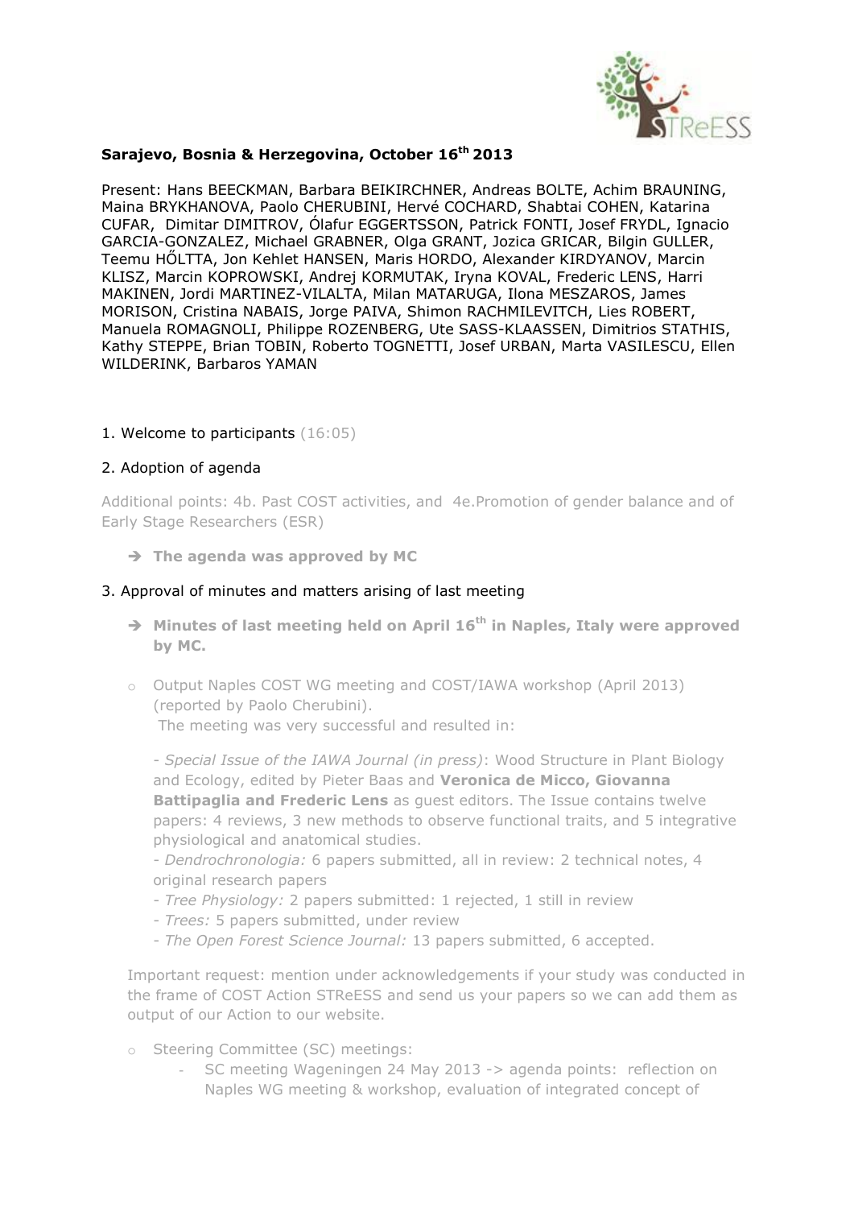**Sarajevo, Bosnia & Herzegovina, October 16th 2013**

Present: Hans BEECKMAN, Barbara BEIKIRCHNER, Andreas BOLTE, Achim BRAUNING, Maina BRYKHANOVA, Paolo CHERUBINI, Hervé COCHARD, Shabtai COHEN, Katarina CUFAR, Dimitar DIMITROV, Ólafur EGGERTSSON, Patrick FONTI, Josef FRYDL, Ignacio GARCIA-GONZALEZ, Michael GRABNER, Olga GRANT, Jozica GRICAR, Bilgin GULLER, Teemu HŐLTTA, Jon Kehlet HANSEN, Maris HORDO, Alexander KIRDYANOV, Marcin KLISZ, Marcin KOPROWSKI, Andrej KORMUTAK, Iryna KOVAL, Frederic LENS, Harri MAKINEN, Jordi MARTINEZ-VILALTA, Milan MATARUGA, Ilona MESZAROS, James MORISON, Cristina NABAIS, Jorge PAIVA, Shimon RACHMILEVITCH, Lies ROBERT, Manuela ROMAGNOLI, Philippe ROZENBERG, Ute SASS-KLAASSEN, Dimitrios STATHIS, Kathy STEPPE, Brian TOBIN, Roberto TOGNETTI, Josef URBAN, Marta VASILESCU, Ellen WILDERINK, Barbaros YAMAN

1. Welcome to participants (16:05)

2. Adoption of agenda

Additional points: 4b. Past COST activities, and 4e.Promotion of gender balance and of Early Stage Researchers (ESR)

- ➔ **The agenda was approved by MC**

3. Approval of minutes and matters arising of last meeting

- ➔ **Minutes of last meeting held on April 16th in Naples, Italy were approved by MC.**

- Output Naples COST WG meeting and COST/IAWA workshop (April 2013) (reported by Paolo Cherubini).
  The meeting was very successful and resulted in:

  - *Special Issue of the IAWA Journal (in press)*: Wood Structure in Plant Biology and Ecology, edited by Pieter Baas and **Veronica de Micco, Giovanna Battipaglia and Frederic Lens** as guest editors. The Issue contains twelve papers: 4 reviews, 3 new methods to observe functional traits, and 5 integrative physiological and anatomical studies.
  - *Dendrochronologia:* 6 papers submitted, all in review: 2 technical notes, 4 original research papers
  - *Tree Physiology:* 2 papers submitted: 1 rejected, 1 still in review
  - *Trees:* 5 papers submitted, under review
  - *The Open Forest Science Journal:* 13 papers submitted, 6 accepted.

  Important request: mention under acknowledgements if your study was conducted in the frame of COST Action STReESS and send us your papers so we can add them as output of our Action to our website.

- Steering Committee (SC) meetings:
  - SC meeting Wageningen 24 May 2013 -> agenda points: reflection on Naples WG meeting & workshop, evaluation of integrated concept of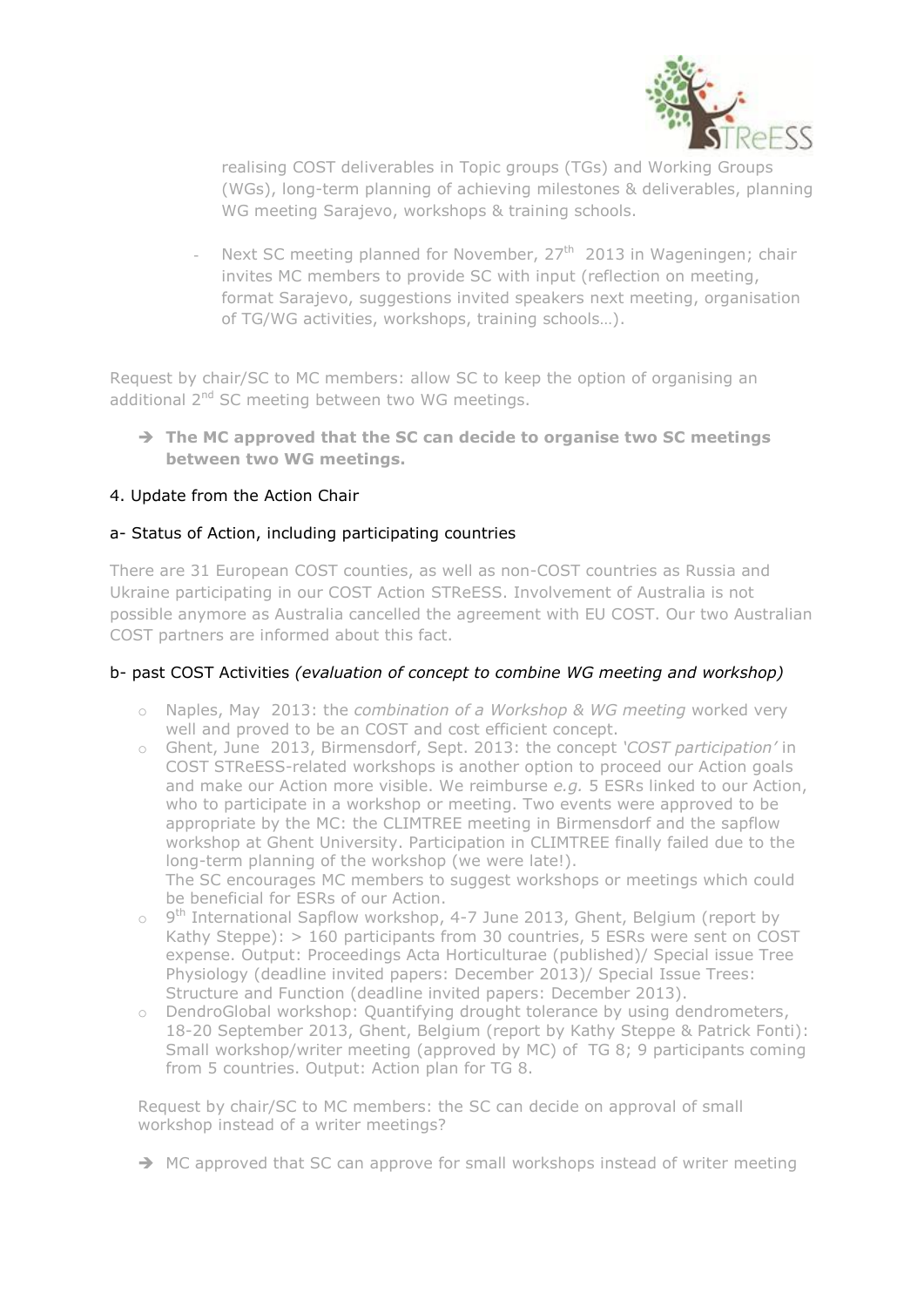realising COST deliverables in Topic groups (TGs) and Working Groups (WGs), long-term planning of achieving milestones & deliverables, planning WG meeting Sarajevo, workshops & training schools.

- Next SC meeting planned for November, 27th 2013 in Wageningen; chair invites MC members to provide SC with input (reflection on meeting, format Sarajevo, suggestions invited speakers next meeting, organisation of TG/WG activities, workshops, training schools…).

Request by chair/SC to MC members: allow SC to keep the option of organising an additional 2nd SC meeting between two WG meetings.

➔ **The MC approved that the SC can decide to organise two SC meetings between two WG meetings.**

## 4. Update from the Action Chair

### a- Status of Action, including participating countries

There are 31 European COST counties, as well as non-COST countries as Russia and Ukraine participating in our COST Action STReESS. Involvement of Australia is not possible anymore as Australia cancelled the agreement with EU COST. Our two Australian COST partners are informed about this fact.

### b- past COST Activities *(evaluation of concept to combine WG meeting and workshop)*

- Naples, May 2013: the *combination of a Workshop & WG meeting* worked very well and proved to be an COST and cost efficient concept.
- Ghent, June 2013, Birmensdorf, Sept. 2013: the concept *'COST participation'* in COST STReESS-related workshops is another option to proceed our Action goals and make our Action more visible. We reimburse *e.g.* 5 ESRs linked to our Action, who to participate in a workshop or meeting. Two events were approved to be appropriate by the MC: the CLIMTREE meeting in Birmensdorf and the sapflow workshop at Ghent University. Participation in CLIMTREE finally failed due to the long-term planning of the workshop (we were late!).
  The SC encourages MC members to suggest workshops or meetings which could be beneficial for ESRs of our Action.
- 9th International Sapflow workshop, 4-7 June 2013, Ghent, Belgium (report by Kathy Steppe): > 160 participants from 30 countries, 5 ESRs were sent on COST expense. Output: Proceedings Acta Horticulturae (published)/ Special issue Tree Physiology (deadline invited papers: December 2013)/ Special Issue Trees: Structure and Function (deadline invited papers: December 2013).
- DendroGlobal workshop: Quantifying drought tolerance by using dendrometers, 18-20 September 2013, Ghent, Belgium (report by Kathy Steppe & Patrick Fonti): Small workshop/writer meeting (approved by MC) of TG 8; 9 participants coming from 5 countries. Output: Action plan for TG 8.

Request by chair/SC to MC members: the SC can decide on approval of small workshop instead of a writer meetings?

➔ MC approved that SC can approve for small workshops instead of writer meeting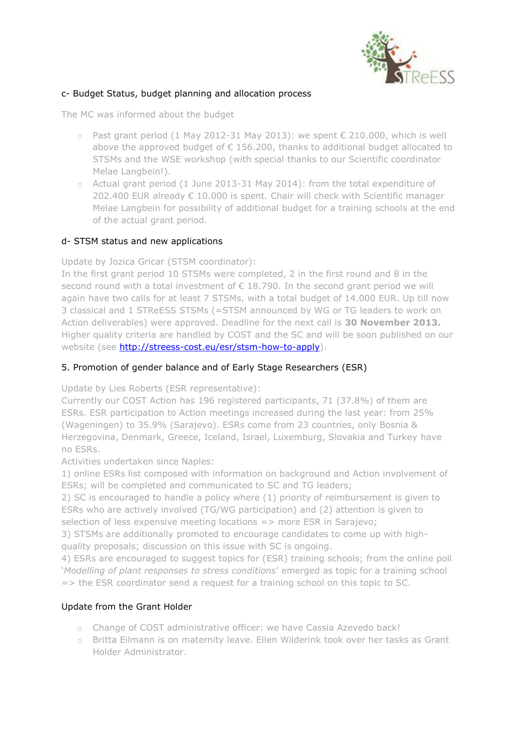## c- Budget Status, budget planning and allocation process

The MC was informed about the budget

- Past grant period (1 May 2012-31 May 2013): we spent € 210.000, which is well above the approved budget of € 156.200, thanks to additional budget allocated to STSMs and the WSE workshop (with special thanks to our Scientific coordinator Melae Langbein!).
- Actual grant period (1 June 2013-31 May 2014): from the total expenditure of 202.400 EUR already € 10.000 is spent. Chair will check with Scientific manager Melae Langbein for possibility of additional budget for a training schools at the end of the actual grant period.

## d- STSM status and new applications

Update by Jozica Gricar (STSM coordinator):
In the first grant period 10 STSMs were completed, 2 in the first round and 8 in the second round with a total investment of € 18.790. In the second grant period we will again have two calls for at least 7 STSMs, with a total budget of 14.000 EUR. Up till now 3 classical and 1 STReESS STSMs (=STSM announced by WG or TG leaders to work on Action deliverables) were approved. Deadline for the next call is **30 November 2013.** Higher quality criteria are handled by COST and the SC and will be soon published on our website (see http://streess-cost.eu/esr/stsm-how-to-apply).

## 5. Promotion of gender balance and of Early Stage Researchers (ESR)

Update by Lies Roberts (ESR representative):
Currently our COST Action has 196 registered participants, 71 (37.8%) of them are ESRs. ESR participation to Action meetings increased during the last year: from 25% (Wageningen) to 35.9% (Sarajevo). ESRs come from 23 countries, only Bosnia & Herzegovina, Denmark, Greece, Iceland, Israel, Luxemburg, Slovakia and Turkey have no ESRs.
Activities undertaken since Naples:
1) online ESRs list composed with information on background and Action involvement of ESRs; will be completed and communicated to SC and TG leaders;
2) SC is encouraged to handle a policy where (1) priority of reimbursement is given to ESRs who are actively involved (TG/WG participation) and (2) attention is given to selection of less expensive meeting locations => more ESR in Sarajevo;
3) STSMs are additionally promoted to encourage candidates to come up with high-quality proposals; discussion on this issue with SC is ongoing.
4) ESRs are encouraged to suggest topics for (ESR) training schools; from the online poll '*Modelling of plant responses to stress conditions*' emerged as topic for a training school => the ESR coordinator send a request for a training school on this topic to SC.

## Update from the Grant Holder

- Change of COST administrative officer: we have Cassia Azevedo back!
- Britta Eilmann is on maternity leave. Ellen Wilderink took over her tasks as Grant Holder Administrator.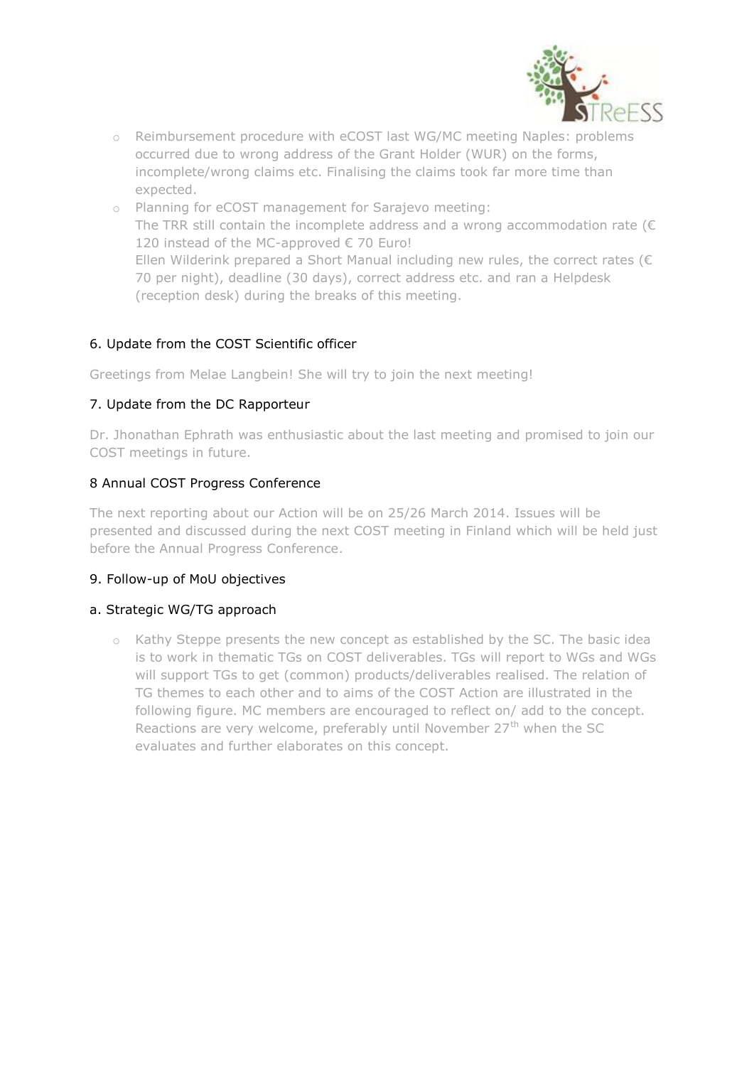- Reimbursement procedure with eCOST last WG/MC meeting Naples: problems occurred due to wrong address of the Grant Holder (WUR) on the forms, incomplete/wrong claims etc. Finalising the claims took far more time than expected.
- Planning for eCOST management for Sarajevo meeting:
  The TRR still contain the incomplete address and a wrong accommodation rate (€ 120 instead of the MC-approved € 70 Euro!
  Ellen Wilderink prepared a Short Manual including new rules, the correct rates (€ 70 per night), deadline (30 days), correct address etc. and ran a Helpdesk (reception desk) during the breaks of this meeting.

## 6. Update from the COST Scientific officer

Greetings from Melae Langbein! She will try to join the next meeting!

## 7. Update from the DC Rapporteur

Dr. Jhonathan Ephrath was enthusiastic about the last meeting and promised to join our COST meetings in future.

## 8 Annual COST Progress Conference

The next reporting about our Action will be on 25/26 March 2014. Issues will be presented and discussed during the next COST meeting in Finland which will be held just before the Annual Progress Conference.

## 9. Follow-up of MoU objectives

### a. Strategic WG/TG approach

- Kathy Steppe presents the new concept as established by the SC. The basic idea is to work in thematic TGs on COST deliverables. TGs will report to WGs and WGs will support TGs to get (common) products/deliverables realised. The relation of TG themes to each other and to aims of the COST Action are illustrated in the following figure. MC members are encouraged to reflect on/ add to the concept. Reactions are very welcome, preferably until November 27th when the SC evaluates and further elaborates on this concept.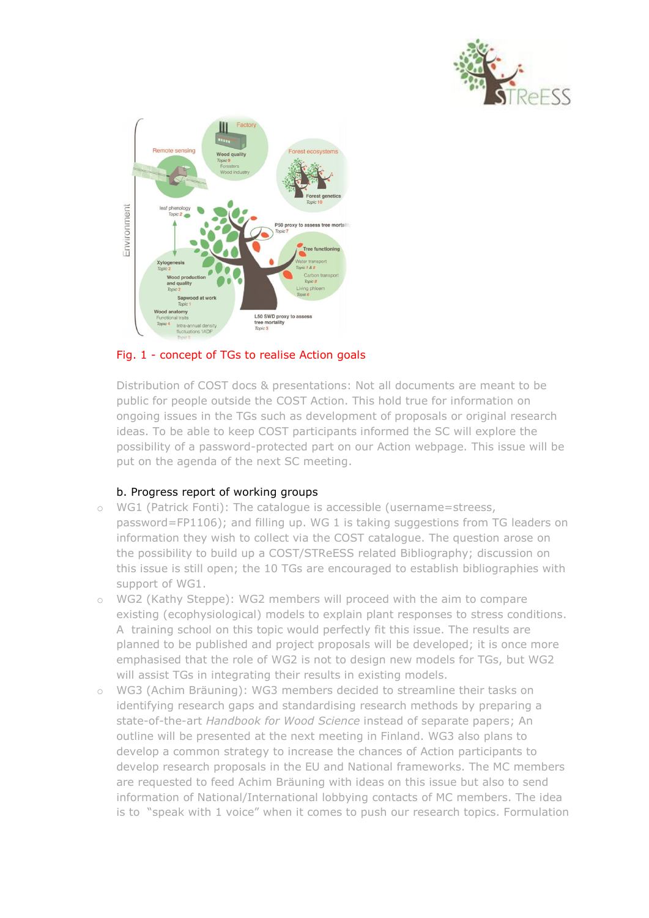Fig. 1 - concept of TGs to realise Action goals

Distribution of COST docs & presentations: Not all documents are meant to be public for people outside the COST Action. This hold true for information on ongoing issues in the TGs such as development of proposals or original research ideas. To be able to keep COST participants informed the SC will explore the possibility of a password-protected part on our Action webpage. This issue will be put on the agenda of the next SC meeting.

b. Progress report of working groups

- WG1 (Patrick Fonti): The catalogue is accessible (username=stress, password=FP1106); and filling up. WG 1 is taking suggestions from TG leaders on information they wish to collect via the COST catalogue. The question arose on the possibility to build up a COST/STReESS related Bibliography; discussion on this issue is still open; the 10 TGs are encouraged to establish bibliographies with support of WG1.
- WG2 (Kathy Steppe): WG2 members will proceed with the aim to compare existing (ecophysiological) models to explain plant responses to stress conditions. A training school on this topic would perfectly fit this issue. The results are planned to be published and project proposals will be developed; it is once more emphasised that the role of WG2 is not to design new models for TGs, but WG2 will assist TGs in integrating their results in existing models.
- WG3 (Achim Bräuning): WG3 members decided to streamline their tasks on identifying research gaps and standardising research methods by preparing a state-of-the-art *Handbook for Wood Science* instead of separate papers; An outline will be presented at the next meeting in Finland. WG3 also plans to develop a common strategy to increase the chances of Action participants to develop research proposals in the EU and National frameworks. The MC members are requested to feed Achim Bräuning with ideas on this issue but also to send information of National/International lobbying contacts of MC members. The idea is to "speak with 1 voice" when it comes to push our research topics. Formulation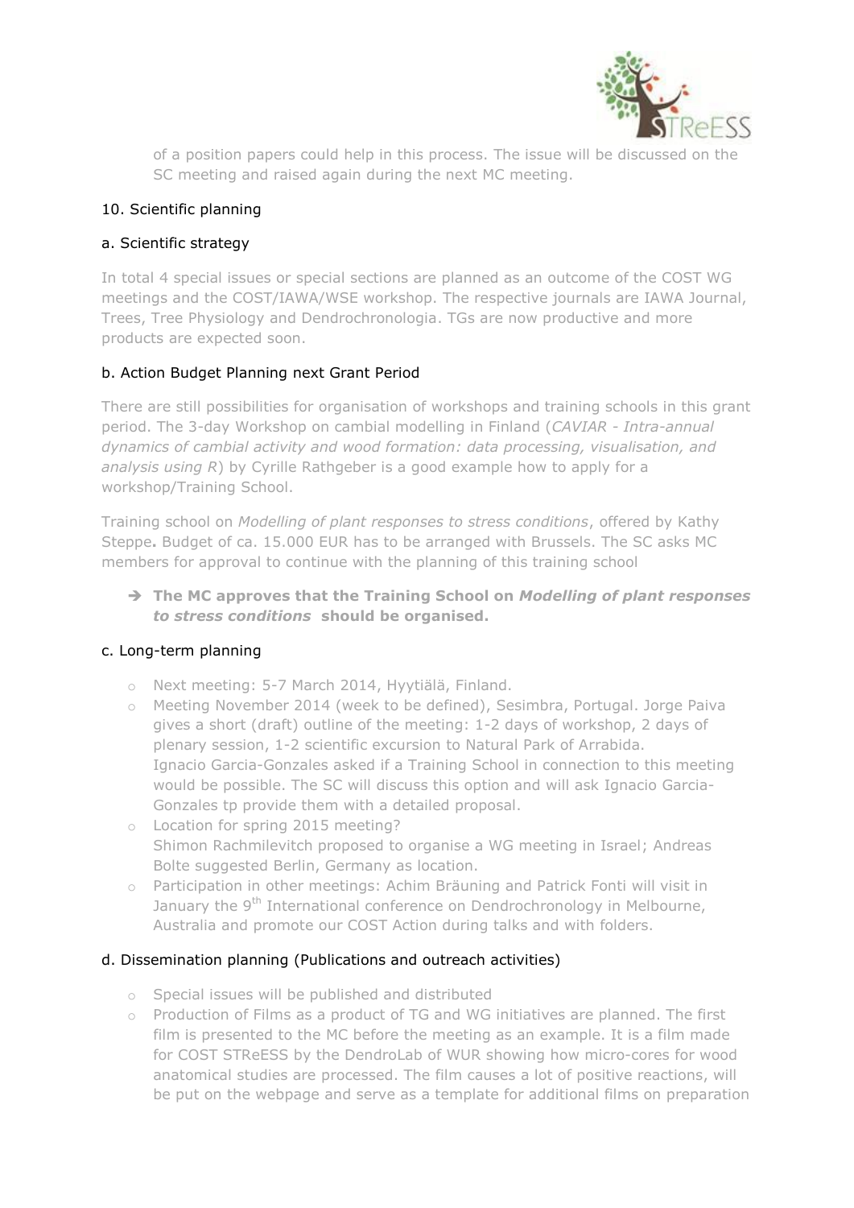of a position papers could help in this process. The issue will be discussed on the SC meeting and raised again during the next MC meeting.

## 10. Scientific planning

### a. Scientific strategy

In total 4 special issues or special sections are planned as an outcome of the COST WG meetings and the COST/IAWA/WSE workshop. The respective journals are IAWA Journal, Trees, Tree Physiology and Dendrochronologia. TGs are now productive and more products are expected soon.

### b. Action Budget Planning next Grant Period

There are still possibilities for organisation of workshops and training schools in this grant period. The 3-day Workshop on cambial modelling in Finland (*CAVIAR - Intra-annual dynamics of cambial activity and wood formation: data processing, visualisation, and analysis using R*) by Cyrille Rathgeber is a good example how to apply for a workshop/Training School.

Training school on *Modelling of plant responses to stress conditions*, offered by Kathy Steppe**.** Budget of ca. 15.000 EUR has to be arranged with Brussels. The SC asks MC members for approval to continue with the planning of this training school

➔ **The MC approves that the Training School on *Modelling of plant responses to stress conditions* should be organised.**

### c. Long-term planning

- Next meeting: 5-7 March 2014, Hyytiälä, Finland.
- Meeting November 2014 (week to be defined), Sesimbra, Portugal. Jorge Paiva gives a short (draft) outline of the meeting: 1-2 days of workshop, 2 days of plenary session, 1-2 scientific excursion to Natural Park of Arrabida. Ignacio Garcia-Gonzales asked if a Training School in connection to this meeting would be possible. The SC will discuss this option and will ask Ignacio Garcia-Gonzales tp provide them with a detailed proposal.
- Location for spring 2015 meeting? Shimon Rachmilevitch proposed to organise a WG meeting in Israel; Andreas Bolte suggested Berlin, Germany as location.
- Participation in other meetings: Achim Bräuning and Patrick Fonti will visit in January the 9th International conference on Dendrochronology in Melbourne, Australia and promote our COST Action during talks and with folders.

### d. Dissemination planning (Publications and outreach activities)

- Special issues will be published and distributed
- Production of Films as a product of TG and WG initiatives are planned. The first film is presented to the MC before the meeting as an example. It is a film made for COST STReESS by the DendroLab of WUR showing how micro-cores for wood anatomical studies are processed. The film causes a lot of positive reactions, will be put on the webpage and serve as a template for additional films on preparation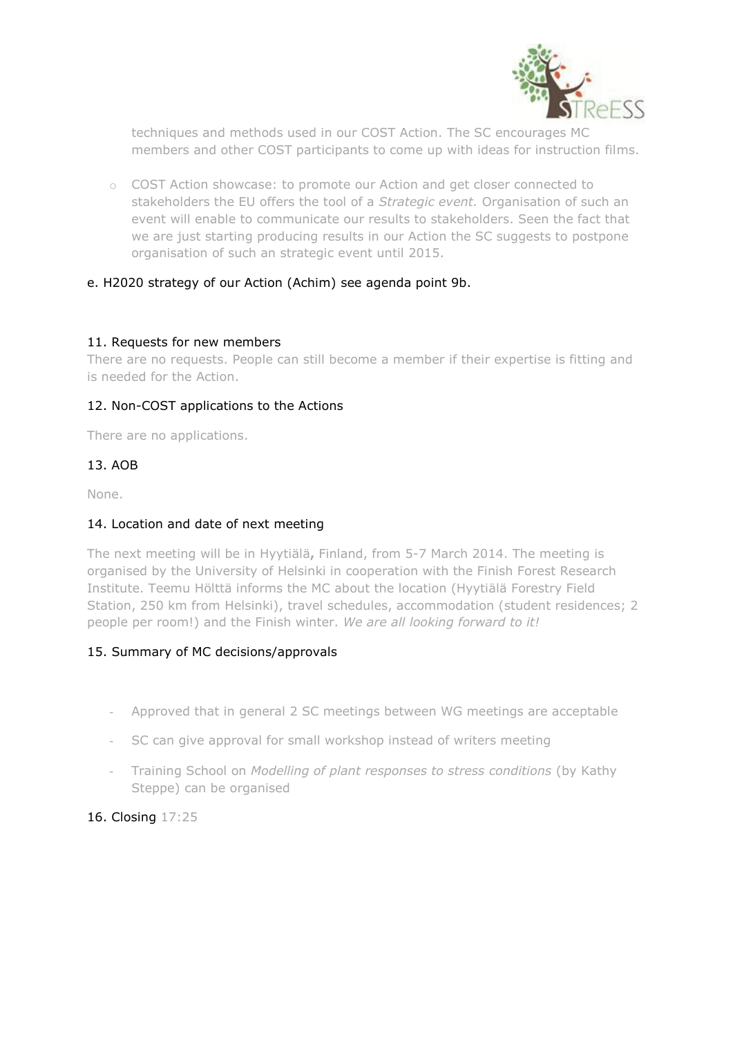techniques and methods used in our COST Action. The SC encourages MC members and other COST participants to come up with ideas for instruction films.

- COST Action showcase: to promote our Action and get closer connected to stakeholders the EU offers the tool of a *Strategic event.* Organisation of such an event will enable to communicate our results to stakeholders. Seen the fact that we are just starting producing results in our Action the SC suggests to postpone organisation of such an strategic event until 2015.

e. H2020 strategy of our Action (Achim) see agenda point 9b.

11. Requests for new members

There are no requests. People can still become a member if their expertise is fitting and is needed for the Action.

12. Non-COST applications to the Actions

There are no applications.

13. AOB

None.

14. Location and date of next meeting

The next meeting will be in Hyytiälä**,** Finland, from 5-7 March 2014. The meeting is organised by the University of Helsinki in cooperation with the Finish Forest Research Institute. Teemu Hölttä informs the MC about the location (Hyytiälä Forestry Field Station, 250 km from Helsinki), travel schedules, accommodation (student residences; 2 people per room!) and the Finish winter. *We are all looking forward to it!*

15. Summary of MC decisions/approvals

- Approved that in general 2 SC meetings between WG meetings are acceptable
- SC can give approval for small workshop instead of writers meeting
- Training School on *Modelling of plant responses to stress conditions* (by Kathy Steppe) can be organised

16. Closing 17:25